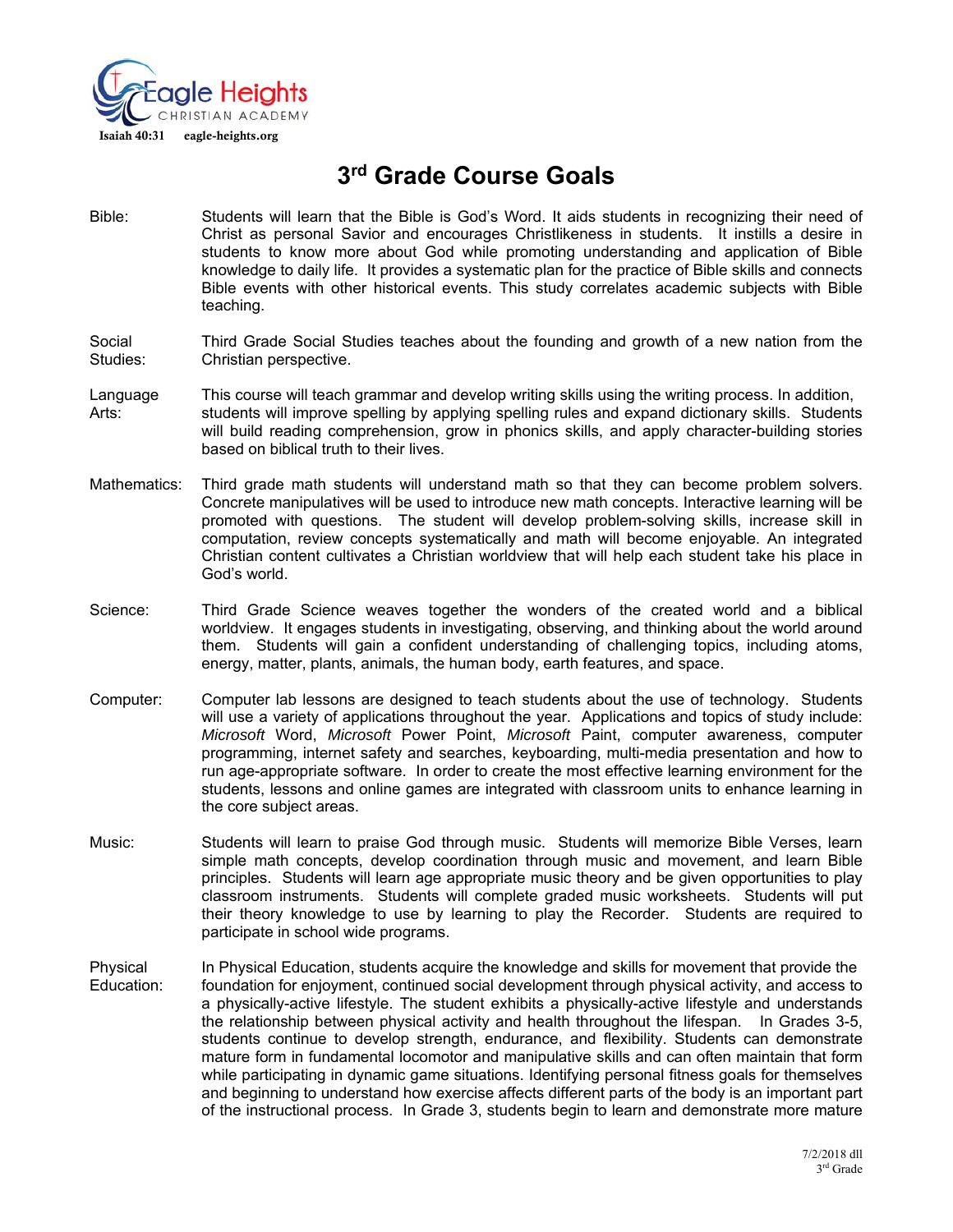Eagle Heights
CHRISTIAN ACADEMY
Isaiah 40:31 eagle-heights.org

# 3rd Grade Course Goals

**Bible:** Students will learn that the Bible is God's Word. It aids students in recognizing their need of Christ as personal Savior and encourages Christlikeness in students. It instills a desire in students to know more about God while promoting understanding and application of Bible knowledge to daily life. It provides a systematic plan for the practice of Bible skills and connects Bible events with other historical events. This study correlates academic subjects with Bible teaching.

**Social Studies:** Third Grade Social Studies teaches about the founding and growth of a new nation from the Christian perspective.

**Language Arts:** This course will teach grammar and develop writing skills using the writing process. In addition, students will improve spelling by applying spelling rules and expand dictionary skills. Students will build reading comprehension, grow in phonics skills, and apply character-building stories based on biblical truth to their lives.

**Mathematics:** Third grade math students will understand math so that they can become problem solvers. Concrete manipulatives will be used to introduce new math concepts. Interactive learning will be promoted with questions. The student will develop problem-solving skills, increase skill in computation, review concepts systematically and math will become enjoyable. An integrated Christian content cultivates a Christian worldview that will help each student take his place in God's world.

**Science:** Third Grade Science weaves together the wonders of the created world and a biblical worldview. It engages students in investigating, observing, and thinking about the world around them. Students will gain a confident understanding of challenging topics, including atoms, energy, matter, plants, animals, the human body, earth features, and space.

**Computer:** Computer lab lessons are designed to teach students about the use of technology. Students will use a variety of applications throughout the year. Applications and topics of study include: *Microsoft* Word, *Microsoft* Power Point, *Microsoft* Paint, computer awareness, computer programming, internet safety and searches, keyboarding, multi-media presentation and how to run age-appropriate software. In order to create the most effective learning environment for the students, lessons and online games are integrated with classroom units to enhance learning in the core subject areas.

**Music:** Students will learn to praise God through music. Students will memorize Bible Verses, learn simple math concepts, develop coordination through music and movement, and learn Bible principles. Students will learn age appropriate music theory and be given opportunities to play classroom instruments. Students will complete graded music worksheets. Students will put their theory knowledge to use by learning to play the Recorder. Students are required to participate in school wide programs.

**Physical Education:** In Physical Education, students acquire the knowledge and skills for movement that provide the foundation for enjoyment, continued social development through physical activity, and access to a physically-active lifestyle. The student exhibits a physically-active lifestyle and understands the relationship between physical activity and health throughout the lifespan. In Grades 3-5, students continue to develop strength, endurance, and flexibility. Students can demonstrate mature form in fundamental locomotor and manipulative skills and can often maintain that form while participating in dynamic game situations. Identifying personal fitness goals for themselves and beginning to understand how exercise affects different parts of the body is an important part of the instructional process. In Grade 3, students begin to learn and demonstrate more mature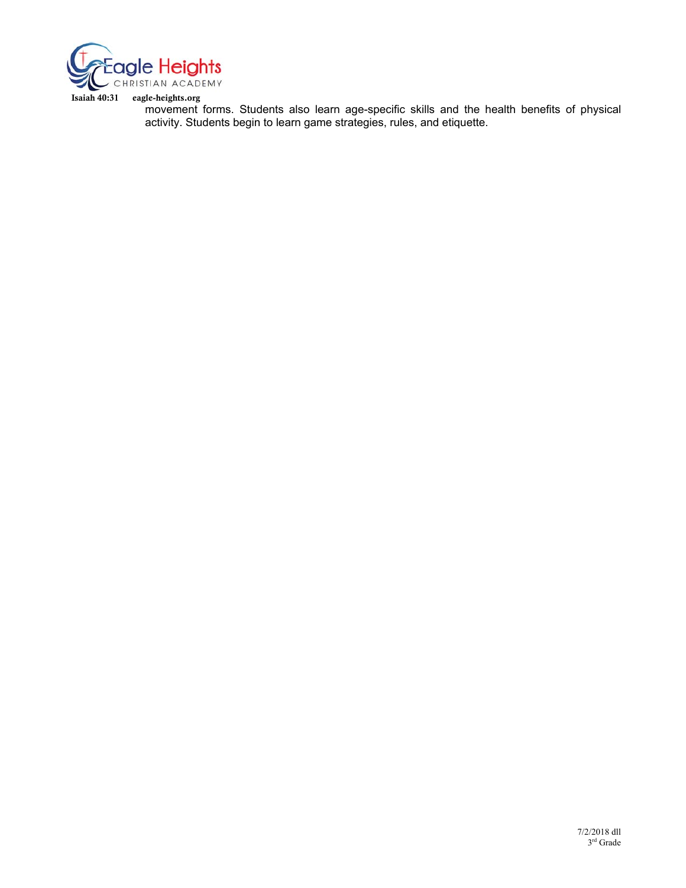movement forms. Students also learn age-specific skills and the health benefits of physical activity. Students begin to learn game strategies, rules, and etiquette.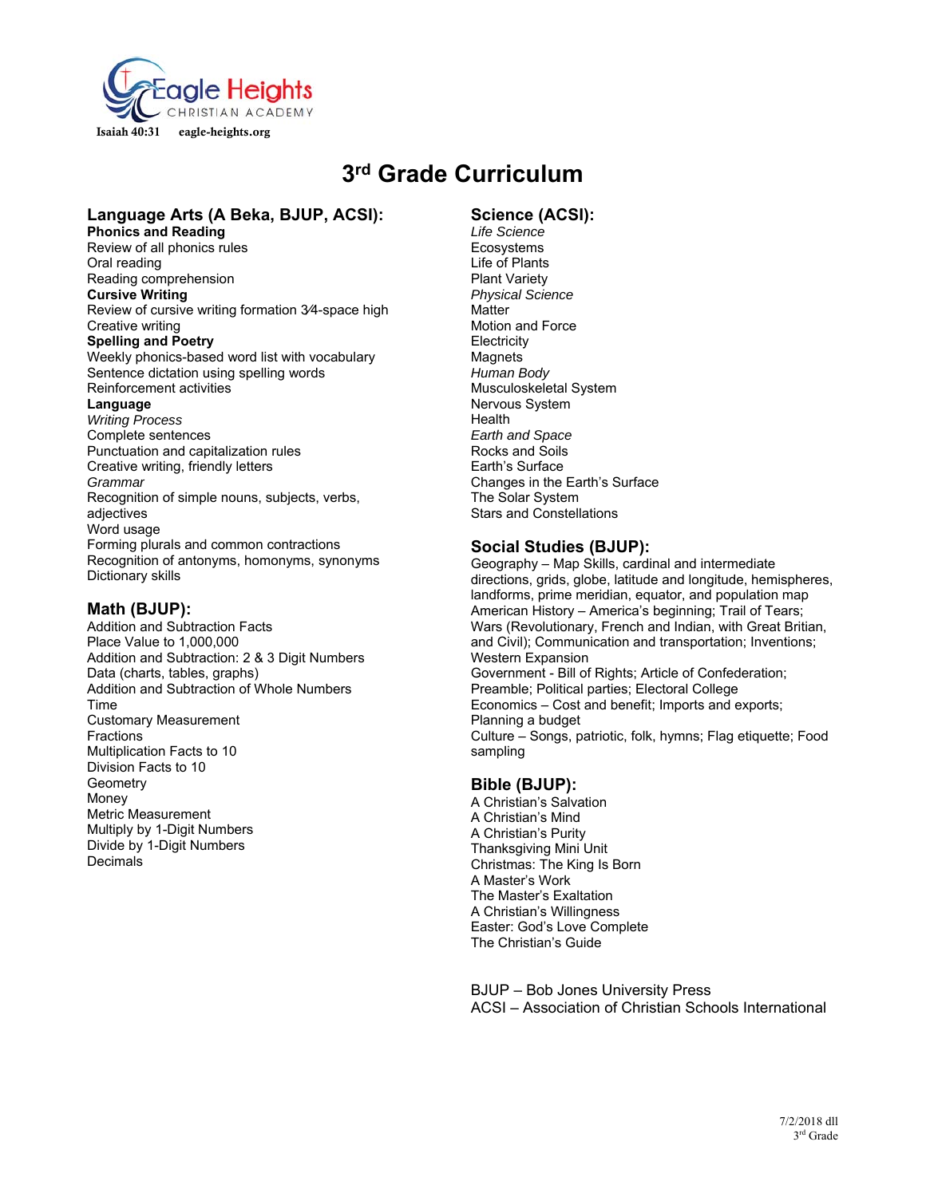Eagle Heights
CHRISTIAN ACADEMY
Isaiah 40:31 eagle-heights.org

# 3rd Grade Curriculum

## Language Arts (A Beka, BJUP, ACSI):

**Phonics and Reading**
Review of all phonics rules
Oral reading
Reading comprehension

**Cursive Writing**
Review of cursive writing formation 3⁄4-space high
Creative writing

**Spelling and Poetry**
Weekly phonics-based word list with vocabulary
Sentence dictation using spelling words
Reinforcement activities

**Language**
*Writing Process*
Complete sentences
Punctuation and capitalization rules
Creative writing, friendly letters
*Grammar*
Recognition of simple nouns, subjects, verbs, adjectives
Word usage
Forming plurals and common contractions
Recognition of antonyms, homonyms, synonyms
Dictionary skills

## Math (BJUP):

Addition and Subtraction Facts
Place Value to 1,000,000
Addition and Subtraction: 2 & 3 Digit Numbers
Data (charts, tables, graphs)
Addition and Subtraction of Whole Numbers
Time
Customary Measurement
Fractions
Multiplication Facts to 10
Division Facts to 10
Geometry
Money
Metric Measurement
Multiply by 1-Digit Numbers
Divide by 1-Digit Numbers
Decimals

## Science (ACSI):

*Life Science*
Ecosystems
Life of Plants
Plant Variety
*Physical Science*
Matter
Motion and Force
Electricity
Magnets
*Human Body*
Musculoskeletal System
Nervous System
Health
*Earth and Space*
Rocks and Soils
Earth's Surface
Changes in the Earth's Surface
The Solar System
Stars and Constellations

## Social Studies (BJUP):

Geography – Map Skills, cardinal and intermediate directions, grids, globe, latitude and longitude, hemispheres, landforms, prime meridian, equator, and population map
American History – America's beginning; Trail of Tears; Wars (Revolutionary, French and Indian, with Great Britian, and Civil); Communication and transportation; Inventions; Western Expansion
Government - Bill of Rights; Article of Confederation; Preamble; Political parties; Electoral College
Economics – Cost and benefit; Imports and exports; Planning a budget
Culture – Songs, patriotic, folk, hymns; Flag etiquette; Food sampling

## Bible (BJUP):

A Christian's Salvation
A Christian's Mind
A Christian's Purity
Thanksgiving Mini Unit
Christmas: The King Is Born
A Master's Work
The Master's Exaltation
A Christian's Willingness
Easter: God's Love Complete
The Christian's Guide

BJUP – Bob Jones University Press
ACSI – Association of Christian Schools International

7/2/2018 dll
3rd Grade